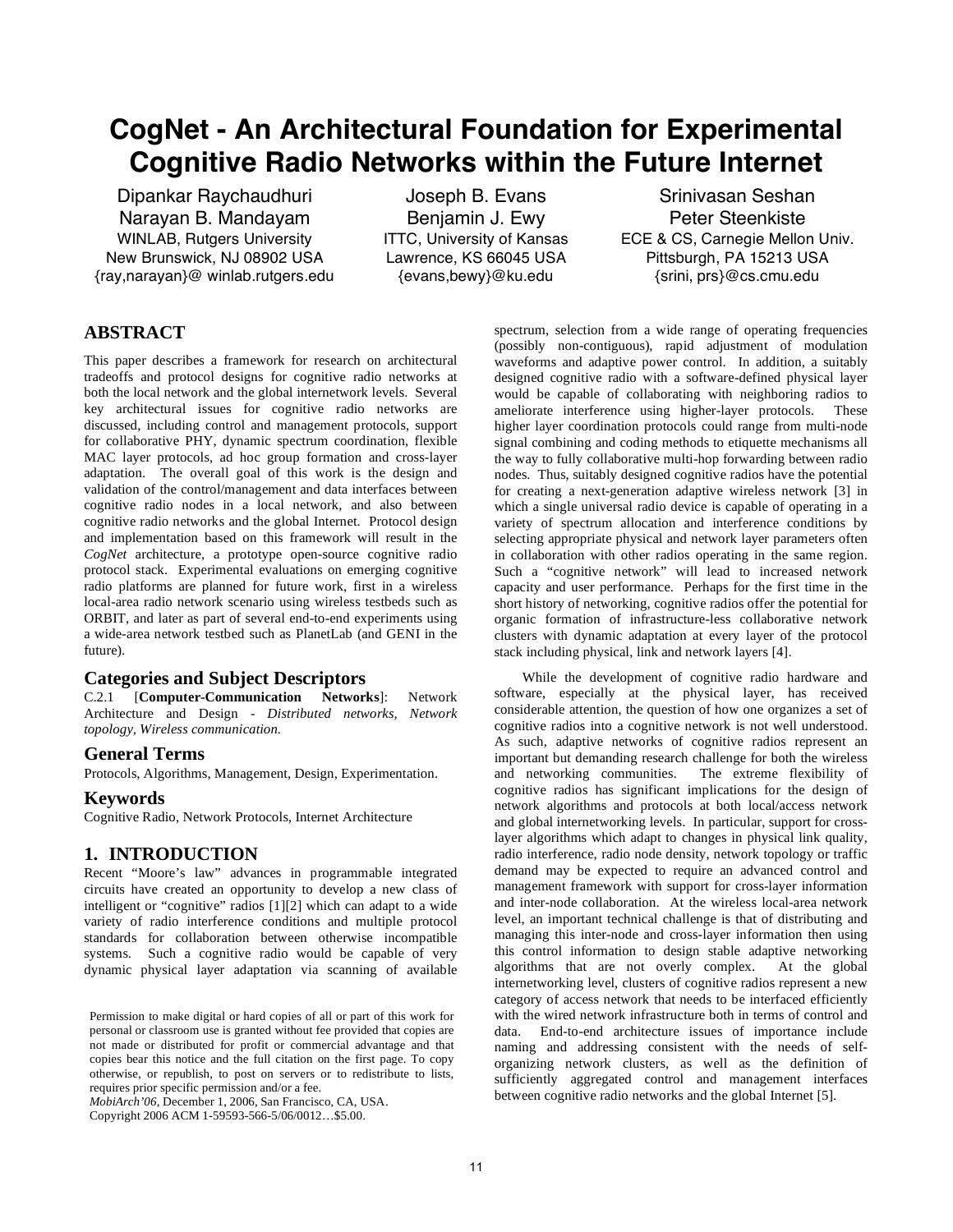# CogNet - An Architectural Foundation for Experimental Cognitive Radio Networks within the Future Internet

Dipankar Raychaudhuri
Narayan B. Mandayam
WINLAB, Rutgers University
New Brunswick, NJ 08902 USA
{ray,narayan}@ winlab.rutgers.edu

Joseph B. Evans
Benjamin J. Ewy
ITTC, University of Kansas
Lawrence, KS 66045 USA
{evans,bewy}@ku.edu

Srinivasan Seshan
Peter Steenkiste
ECE & CS, Carnegie Mellon Univ.
Pittsburgh, PA 15213 USA
{srini, prs}@cs.cmu.edu

## ABSTRACT

This paper describes a framework for research on architectural tradeoffs and protocol designs for cognitive radio networks at both the local network and the global internetwork levels. Several key architectural issues for cognitive radio networks are discussed, including control and management protocols, support for collaborative PHY, dynamic spectrum coordination, flexible MAC layer protocols, ad hoc group formation and cross-layer adaptation. The overall goal of this work is the design and validation of the control/management and data interfaces between cognitive radio nodes in a local network, and also between cognitive radio networks and the global Internet. Protocol design and implementation based on this framework will result in the *CogNet* architecture, a prototype open-source cognitive radio protocol stack. Experimental evaluations on emerging cognitive radio platforms are planned for future work, first in a wireless local-area radio network scenario using wireless testbeds such as ORBIT, and later as part of several end-to-end experiments using a wide-area network testbed such as PlanetLab (and GENI in the future).

### Categories and Subject Descriptors

C.2.1 [**Computer-Communication Networks**]: Network Architecture and Design - *Distributed networks, Network topology, Wireless communication.*

### General Terms

Protocols, Algorithms, Management, Design, Experimentation.

### Keywords

Cognitive Radio, Network Protocols, Internet Architecture

## 1. INTRODUCTION

Recent "Moore's law" advances in programmable integrated circuits have created an opportunity to develop a new class of intelligent or "cognitive" radios [1][2] which can adapt to a wide variety of radio interference conditions and multiple protocol standards for collaboration between otherwise incompatible systems. Such a cognitive radio would be capable of very dynamic physical layer adaptation via scanning of available spectrum, selection from a wide range of operating frequencies (possibly non-contiguous), rapid adjustment of modulation waveforms and adaptive power control. In addition, a suitably designed cognitive radio with a software-defined physical layer would be capable of collaborating with neighboring radios to ameliorate interference using higher-layer protocols. These higher layer coordination protocols could range from multi-node signal combining and coding methods to etiquette mechanisms all the way to fully collaborative multi-hop forwarding between radio nodes. Thus, suitably designed cognitive radios have the potential for creating a next-generation adaptive wireless network [3] in which a single universal radio device is capable of operating in a variety of spectrum allocation and interference conditions by selecting appropriate physical and network layer parameters often in collaboration with other radios operating in the same region. Such a "cognitive network" will lead to increased network capacity and user performance. Perhaps for the first time in the short history of networking, cognitive radios offer the potential for organic formation of infrastructure-less collaborative network clusters with dynamic adaptation at every layer of the protocol stack including physical, link and network layers [4].

While the development of cognitive radio hardware and software, especially at the physical layer, has received considerable attention, the question of how one organizes a set of cognitive radios into a cognitive network is not well understood. As such, adaptive networks of cognitive radios represent an important but demanding research challenge for both the wireless and networking communities. The extreme flexibility of cognitive radios has significant implications for the design of network algorithms and protocols at both local/access network and global internetworking levels. In particular, support for cross-layer algorithms which adapt to changes in physical link quality, radio interference, radio node density, network topology or traffic demand may be expected to require an advanced control and management framework with support for cross-layer information and inter-node collaboration. At the wireless local-area network level, an important technical challenge is that of distributing and managing this inter-node and cross-layer information then using this control information to design stable adaptive networking algorithms that are not overly complex. At the global internetworking level, clusters of cognitive radios represent a new category of access network that needs to be interfaced efficiently with the wired network infrastructure both in terms of control and data. End-to-end architecture issues of importance include naming and addressing consistent with the needs of self-organizing network clusters, as well as the definition of sufficiently aggregated control and management interfaces between cognitive radio networks and the global Internet [5].

Permission to make digital or hard copies of all or part of this work for personal or classroom use is granted without fee provided that copies are not made or distributed for profit or commercial advantage and that copies bear this notice and the full citation on the first page. To copy otherwise, or republish, to post on servers or to redistribute to lists, requires prior specific permission and/or a fee.
*MobiArch'06*, December 1, 2006, San Francisco, CA, USA.
Copyright 2006 ACM 1-59593-566-5/06/0012…$5.00.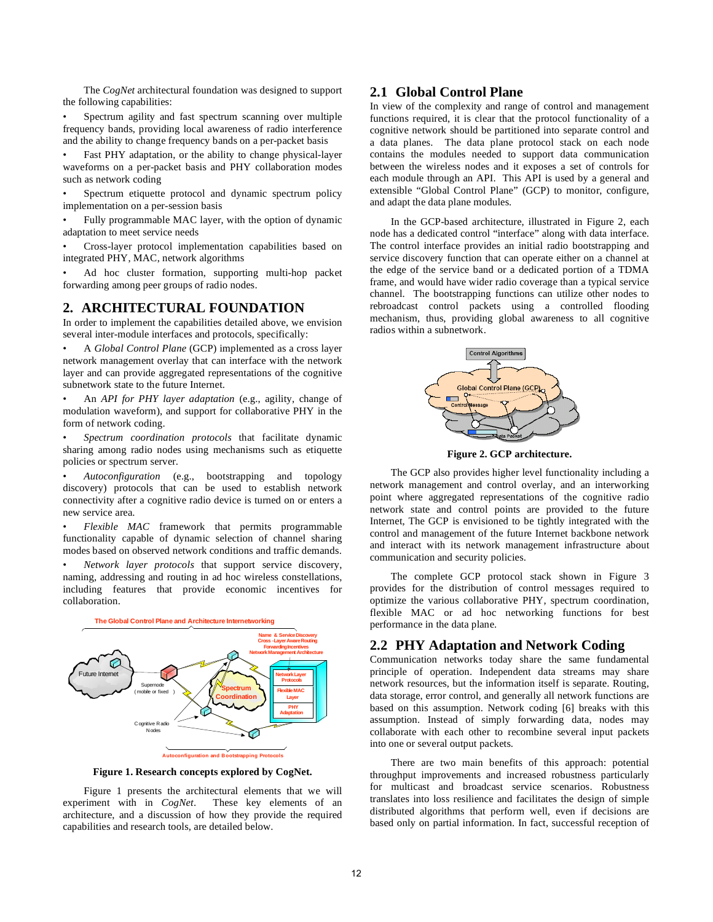The *CogNet* architectural foundation was designed to support the following capabilities:

- Spectrum agility and fast spectrum scanning over multiple frequency bands, providing local awareness of radio interference and the ability to change frequency bands on a per-packet basis
- Fast PHY adaptation, or the ability to change physical-layer waveforms on a per-packet basis and PHY collaboration modes such as network coding
- Spectrum etiquette protocol and dynamic spectrum policy implementation on a per-session basis
- Fully programmable MAC layer, with the option of dynamic adaptation to meet service needs
- Cross-layer protocol implementation capabilities based on integrated PHY, MAC, network algorithms
- Ad hoc cluster formation, supporting multi-hop packet forwarding among peer groups of radio nodes.

## 2. ARCHITECTURAL FOUNDATION

In order to implement the capabilities detailed above, we envision several inter-module interfaces and protocols, specifically:

- A *Global Control Plane* (GCP) implemented as a cross layer network management overlay that can interface with the network layer and can provide aggregated representations of the cognitive subnetwork state to the future Internet.
- An *API for PHY layer adaptation* (e.g., agility, change of modulation waveform), and support for collaborative PHY in the form of network coding.
- *Spectrum coordination protocols* that facilitate dynamic sharing among radio nodes using mechanisms such as etiquette policies or spectrum server.
- *Autoconfiguration* (e.g., bootstrapping and topology discovery) protocols that can be used to establish network connectivity after a cognitive radio device is turned on or enters a new service area.
- *Flexible MAC* framework that permits programmable functionality capable of dynamic selection of channel sharing modes based on observed network conditions and traffic demands.
- *Network layer protocols* that support service discovery, naming, addressing and routing in ad hoc wireless constellations, including features that provide economic incentives for collaboration.

The Global Control Plane and Architecture Internetworking

Name & Service Discovery
Cross -Layer Aware Routing
Forwarding Incentives
Network Management Architecture

Future Internet

Supernode
( mobile or fixed )

Spectrum
Coordination

Network Layer
Protocols

Flexible MAC
Layer

PHY
Adaptation

Cognitive Radio
Nodes

Autoconfiguration and Bootstrapping Protocols

**Figure 1. Research concepts explored by CogNet.**

Figure 1 presents the architectural elements that we will experiment with in *CogNet*. These key elements of an architecture, and a discussion of how they provide the required capabilities and research tools, are detailed below.

### 2.1 Global Control Plane

In view of the complexity and range of control and management functions required, it is clear that the protocol functionality of a cognitive network should be partitioned into separate control and a data planes. The data plane protocol stack on each node contains the modules needed to support data communication between the wireless nodes and it exposes a set of controls for each module through an API. This API is used by a general and extensible "Global Control Plane" (GCP) to monitor, configure, and adapt the data plane modules.

In the GCP-based architecture, illustrated in Figure 2, each node has a dedicated control "interface" along with data interface. The control interface provides an initial radio bootstrapping and service discovery function that can operate either on a channel at the edge of the service band or a dedicated portion of a TDMA frame, and would have wider radio coverage than a typical service channel. The bootstrapping functions can utilize other nodes to rebroadcast control packets using a controlled flooding mechanism, thus, providing global awareness to all cognitive radios within a subnetwork.

Control Algorithms

Global Control Plane (GCP)

Control Message

Data Packet

**Figure 2. GCP architecture.**

The GCP also provides higher level functionality including a network management and control overlay, and an interworking point where aggregated representations of the cognitive radio network state and control points are provided to the future Internet, The GCP is envisioned to be tightly integrated with the control and management of the future Internet backbone network and interact with its network management infrastructure about communication and security policies.

The complete GCP protocol stack shown in Figure 3 provides for the distribution of control messages required to optimize the various collaborative PHY, spectrum coordination, flexible MAC or ad hoc networking functions for best performance in the data plane.

### 2.2 PHY Adaptation and Network Coding

Communication networks today share the same fundamental principle of operation. Independent data streams may share network resources, but the information itself is separate. Routing, data storage, error control, and generally all network functions are based on this assumption. Network coding [6] breaks with this assumption. Instead of simply forwarding data, nodes may collaborate with each other to recombine several input packets into one or several output packets.

There are two main benefits of this approach: potential throughput improvements and increased robustness particularly for multicast and broadcast service scenarios. Robustness translates into loss resilience and facilitates the design of simple distributed algorithms that perform well, even if decisions are based only on partial information. In fact, successful reception of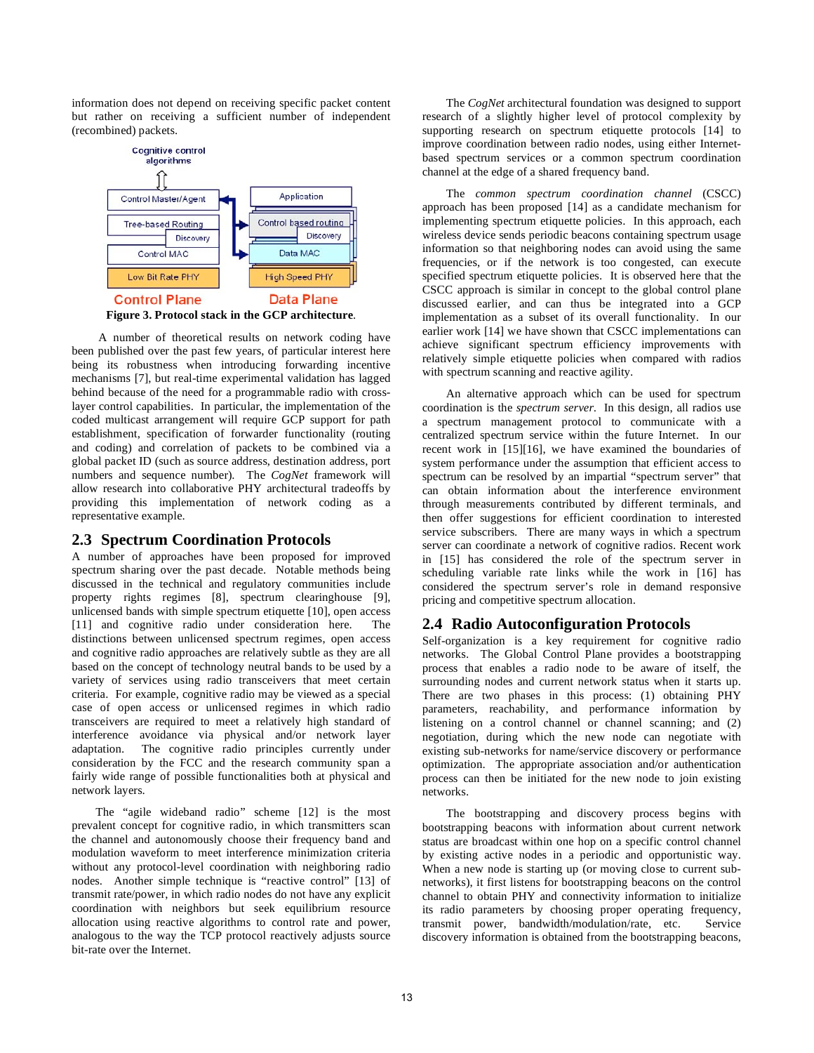information does not depend on receiving specific packet content but rather on receiving a sufficient number of independent (recombined) packets.

**Figure 3. Protocol stack in the GCP architecture.**

A number of theoretical results on network coding have been published over the past few years, of particular interest here being its robustness when introducing forwarding incentive mechanisms [7], but real-time experimental validation has lagged behind because of the need for a programmable radio with cross-layer control capabilities. In particular, the implementation of the coded multicast arrangement will require GCP support for path establishment, specification of forwarder functionality (routing and coding) and correlation of packets to be combined via a global packet ID (such as source address, destination address, port numbers and sequence number). The *CogNet* framework will allow research into collaborative PHY architectural tradeoffs by providing this implementation of network coding as a representative example.

## 2.3 Spectrum Coordination Protocols

A number of approaches have been proposed for improved spectrum sharing over the past decade. Notable methods being discussed in the technical and regulatory communities include property rights regimes [8], spectrum clearinghouse [9], unlicensed bands with simple spectrum etiquette [10], open access [11] and cognitive radio under consideration here. The distinctions between unlicensed spectrum regimes, open access and cognitive radio approaches are relatively subtle as they are all based on the concept of technology neutral bands to be used by a variety of services using radio transceivers that meet certain criteria. For example, cognitive radio may be viewed as a special case of open access or unlicensed regimes in which radio transceivers are required to meet a relatively high standard of interference avoidance via physical and/or network layer adaptation. The cognitive radio principles currently under consideration by the FCC and the research community span a fairly wide range of possible functionalities both at physical and network layers.

The "agile wideband radio" scheme [12] is the most prevalent concept for cognitive radio, in which transmitters scan the channel and autonomously choose their frequency band and modulation waveform to meet interference minimization criteria without any protocol-level coordination with neighboring radio nodes. Another simple technique is "reactive control" [13] of transmit rate/power, in which radio nodes do not have any explicit coordination with neighbors but seek equilibrium resource allocation using reactive algorithms to control rate and power, analogous to the way the TCP protocol reactively adjusts source bit-rate over the Internet.

The *CogNet* architectural foundation was designed to support research of a slightly higher level of protocol complexity by supporting research on spectrum etiquette protocols [14] to improve coordination between radio nodes, using either Internet-based spectrum services or a common spectrum coordination channel at the edge of a shared frequency band.

The *common spectrum coordination channel* (CSCC) approach has been proposed [14] as a candidate mechanism for implementing spectrum etiquette policies. In this approach, each wireless device sends periodic beacons containing spectrum usage information so that neighboring nodes can avoid using the same frequencies, or if the network is too congested, can execute specified spectrum etiquette policies. It is observed here that the CSCC approach is similar in concept to the global control plane discussed earlier, and can thus be integrated into a GCP implementation as a subset of its overall functionality. In our earlier work [14] we have shown that CSCC implementations can achieve significant spectrum efficiency improvements with relatively simple etiquette policies when compared with radios with spectrum scanning and reactive agility.

An alternative approach which can be used for spectrum coordination is the *spectrum server*. In this design, all radios use a spectrum management protocol to communicate with a centralized spectrum service within the future Internet. In our recent work in [15][16], we have examined the boundaries of system performance under the assumption that efficient access to spectrum can be resolved by an impartial "spectrum server" that can obtain information about the interference environment through measurements contributed by different terminals, and then offer suggestions for efficient coordination to interested service subscribers. There are many ways in which a spectrum server can coordinate a network of cognitive radios. Recent work in [15] has considered the role of the spectrum server in scheduling variable rate links while the work in [16] has considered the spectrum server's role in demand responsive pricing and competitive spectrum allocation.

## 2.4 Radio Autoconfiguration Protocols

Self-organization is a key requirement for cognitive radio networks. The Global Control Plane provides a bootstrapping process that enables a radio node to be aware of itself, the surrounding nodes and current network status when it starts up. There are two phases in this process: (1) obtaining PHY parameters, reachability, and performance information by listening on a control channel or channel scanning; and (2) negotiation, during which the new node can negotiate with existing sub-networks for name/service discovery or performance optimization. The appropriate association and/or authentication process can then be initiated for the new node to join existing networks.

The bootstrapping and discovery process begins with bootstrapping beacons with information about current network status are broadcast within one hop on a specific control channel by existing active nodes in a periodic and opportunistic way. When a new node is starting up (or moving close to current sub-networks), it first listens for bootstrapping beacons on the control channel to obtain PHY and connectivity information to initialize its radio parameters by choosing proper operating frequency, transmit power, bandwidth/modulation/rate, etc. Service discovery information is obtained from the bootstrapping beacons,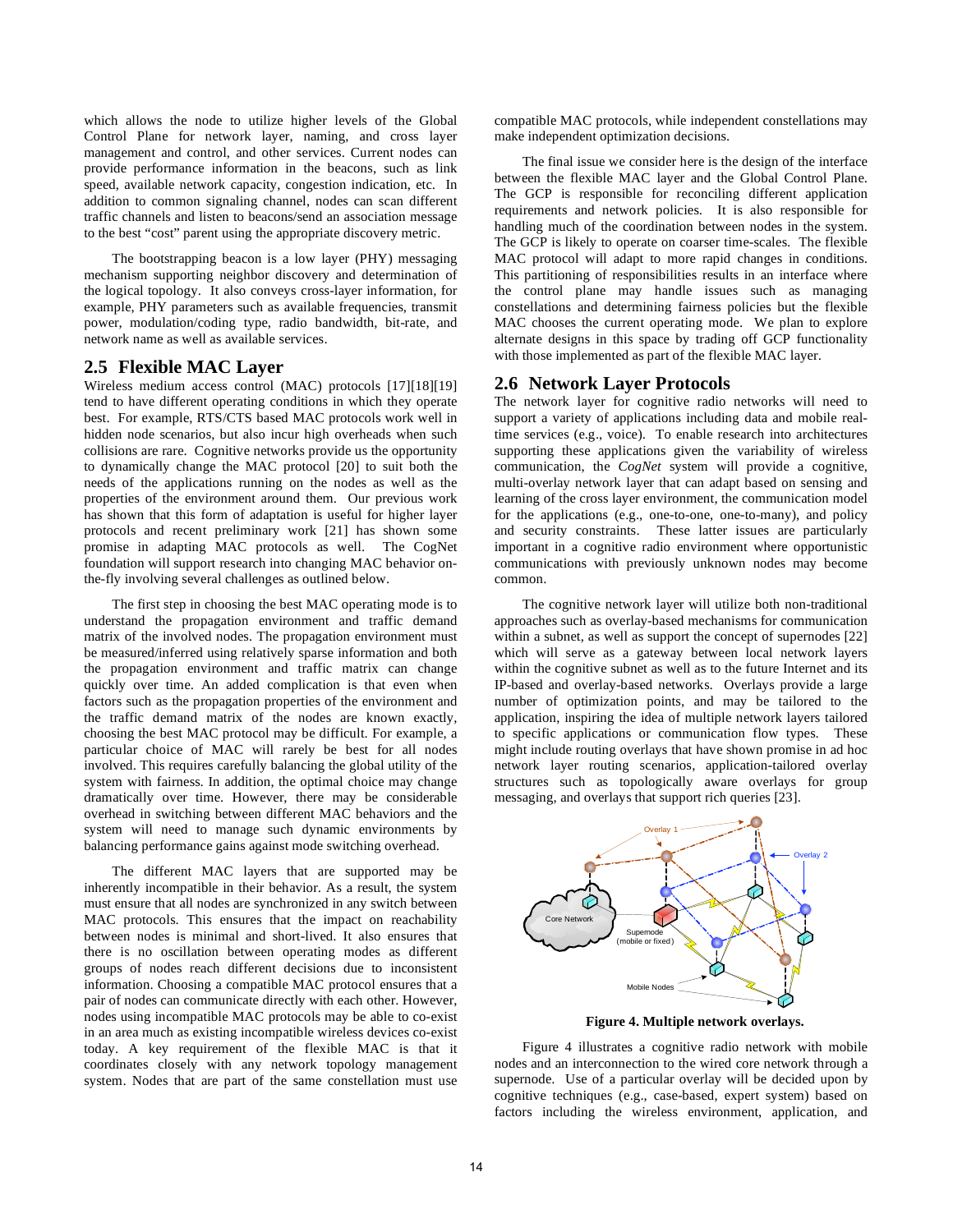which allows the node to utilize higher levels of the Global Control Plane for network layer, naming, and cross layer management and control, and other services. Current nodes can provide performance information in the beacons, such as link speed, available network capacity, congestion indication, etc. In addition to common signaling channel, nodes can scan different traffic channels and listen to beacons/send an association message to the best "cost" parent using the appropriate discovery metric.

The bootstrapping beacon is a low layer (PHY) messaging mechanism supporting neighbor discovery and determination of the logical topology. It also conveys cross-layer information, for example, PHY parameters such as available frequencies, transmit power, modulation/coding type, radio bandwidth, bit-rate, and network name as well as available services.

## 2.5 Flexible MAC Layer

Wireless medium access control (MAC) protocols [17][18][19] tend to have different operating conditions in which they operate best. For example, RTS/CTS based MAC protocols work well in hidden node scenarios, but also incur high overheads when such collisions are rare. Cognitive networks provide us the opportunity to dynamically change the MAC protocol [20] to suit both the needs of the applications running on the nodes as well as the properties of the environment around them. Our previous work has shown that this form of adaptation is useful for higher layer protocols and recent preliminary work [21] has shown some promise in adapting MAC protocols as well. The CogNet foundation will support research into changing MAC behavior on-the-fly involving several challenges as outlined below.

The first step in choosing the best MAC operating mode is to understand the propagation environment and traffic demand matrix of the involved nodes. The propagation environment must be measured/inferred using relatively sparse information and both the propagation environment and traffic matrix can change quickly over time. An added complication is that even when factors such as the propagation properties of the environment and the traffic demand matrix of the nodes are known exactly, choosing the best MAC protocol may be difficult. For example, a particular choice of MAC will rarely be best for all nodes involved. This requires carefully balancing the global utility of the system with fairness. In addition, the optimal choice may change dramatically over time. However, there may be considerable overhead in switching between different MAC behaviors and the system will need to manage such dynamic environments by balancing performance gains against mode switching overhead.

The different MAC layers that are supported may be inherently incompatible in their behavior. As a result, the system must ensure that all nodes are synchronized in any switch between MAC protocols. This ensures that the impact on reachability between nodes is minimal and short-lived. It also ensures that there is no oscillation between operating modes as different groups of nodes reach different decisions due to inconsistent information. Choosing a compatible MAC protocol ensures that a pair of nodes can communicate directly with each other. However, nodes using incompatible MAC protocols may be able to co-exist in an area much as existing incompatible wireless devices co-exist today. A key requirement of the flexible MAC is that it coordinates closely with any network topology management system. Nodes that are part of the same constellation must use compatible MAC protocols, while independent constellations may make independent optimization decisions.

The final issue we consider here is the design of the interface between the flexible MAC layer and the Global Control Plane. The GCP is responsible for reconciling different application requirements and network policies. It is also responsible for handling much of the coordination between nodes in the system. The GCP is likely to operate on coarser time-scales. The flexible MAC protocol will adapt to more rapid changes in conditions. This partitioning of responsibilities results in an interface where the control plane may handle issues such as managing constellations and determining fairness policies but the flexible MAC chooses the current operating mode. We plan to explore alternate designs in this space by trading off GCP functionality with those implemented as part of the flexible MAC layer.

## 2.6 Network Layer Protocols

The network layer for cognitive radio networks will need to support a variety of applications including data and mobile real-time services (e.g., voice). To enable research into architectures supporting these applications given the variability of wireless communication, the *CogNet* system will provide a cognitive, multi-overlay network layer that can adapt based on sensing and learning of the cross layer environment, the communication model for the applications (e.g., one-to-one, one-to-many), and policy and security constraints. These latter issues are particularly important in a cognitive radio environment where opportunistic communications with previously unknown nodes may become common.

The cognitive network layer will utilize both non-traditional approaches such as overlay-based mechanisms for communication within a subnet, as well as support the concept of supernodes [22] which will serve as a gateway between local network layers within the cognitive subnet as well as to the future Internet and its IP-based and overlay-based networks. Overlays provide a large number of optimization points, and may be tailored to the application, inspiring the idea of multiple network layers tailored to specific applications or communication flow types. These might include routing overlays that have shown promise in ad hoc network layer routing scenarios, application-tailored overlay structures such as topologically aware overlays for group messaging, and overlays that support rich queries [23].

Overlay 1
Overlay 2
Core Network
Supernode
(mobile or fixed)
Mobile Nodes

**Figure 4. Multiple network overlays.**

Figure 4 illustrates a cognitive radio network with mobile nodes and an interconnection to the wired core network through a supernode. Use of a particular overlay will be decided upon by cognitive techniques (e.g., case-based, expert system) based on factors including the wireless environment, application, and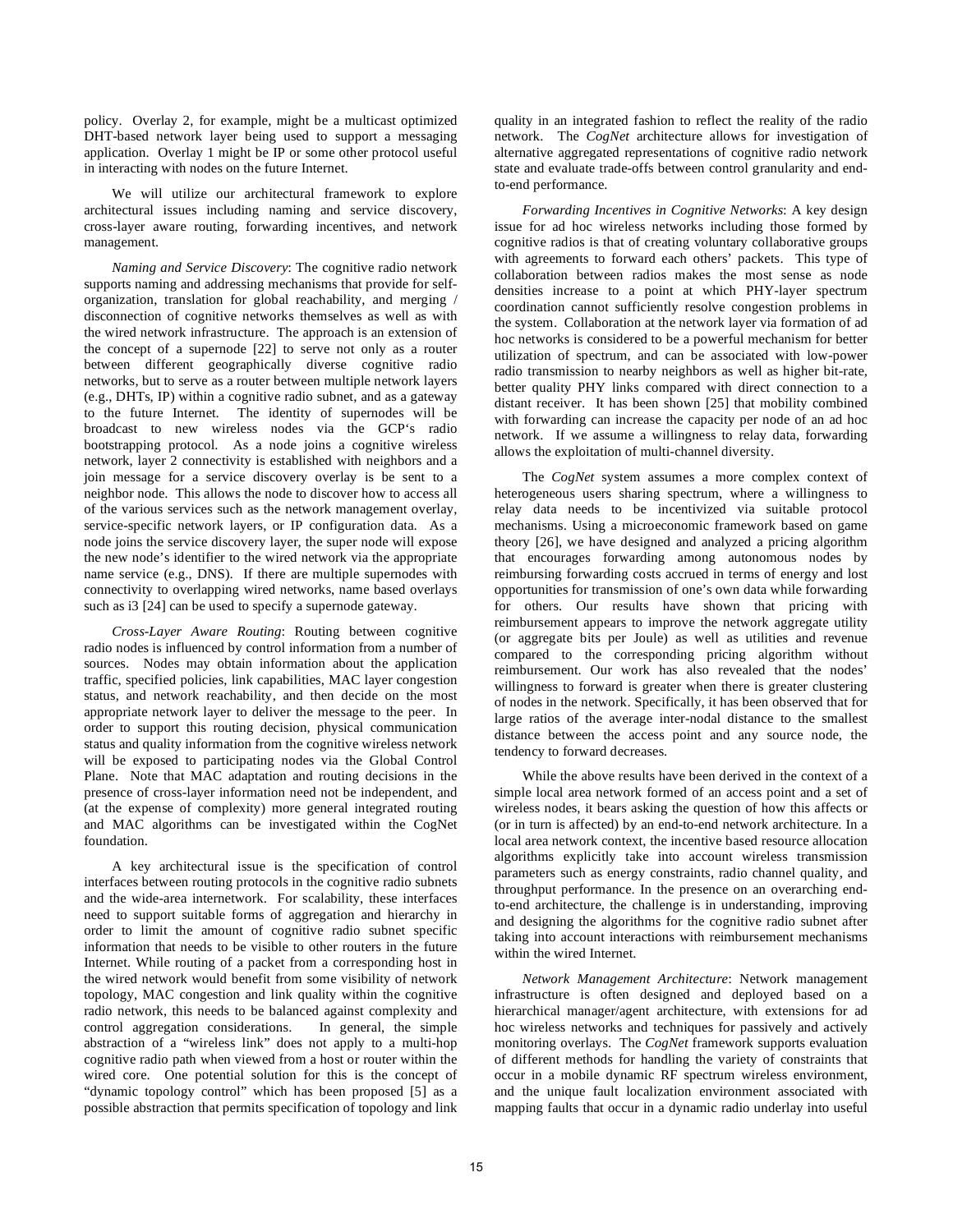policy. Overlay 2, for example, might be a multicast optimized DHT-based network layer being used to support a messaging application. Overlay 1 might be IP or some other protocol useful in interacting with nodes on the future Internet.

We will utilize our architectural framework to explore architectural issues including naming and service discovery, cross-layer aware routing, forwarding incentives, and network management.

*Naming and Service Discovery*: The cognitive radio network supports naming and addressing mechanisms that provide for self-organization, translation for global reachability, and merging / disconnection of cognitive networks themselves as well as with the wired network infrastructure. The approach is an extension of the concept of a supernode [22] to serve not only as a router between different geographically diverse cognitive radio networks, but to serve as a router between multiple network layers (e.g., DHTs, IP) within a cognitive radio subnet, and as a gateway to the future Internet. The identity of supernodes will be broadcast to new wireless nodes via the GCP's radio bootstrapping protocol. As a node joins a cognitive wireless network, layer 2 connectivity is established with neighbors and a join message for a service discovery overlay is be sent to a neighbor node. This allows the node to discover how to access all of the various services such as the network management overlay, service-specific network layers, or IP configuration data. As a node joins the service discovery layer, the super node will expose the new node's identifier to the wired network via the appropriate name service (e.g., DNS). If there are multiple supernodes with connectivity to overlapping wired networks, name based overlays such as i3 [24] can be used to specify a supernode gateway.

*Cross-Layer Aware Routing*: Routing between cognitive radio nodes is influenced by control information from a number of sources. Nodes may obtain information about the application traffic, specified policies, link capabilities, MAC layer congestion status, and network reachability, and then decide on the most appropriate network layer to deliver the message to the peer. In order to support this routing decision, physical communication status and quality information from the cognitive wireless network will be exposed to participating nodes via the Global Control Plane. Note that MAC adaptation and routing decisions in the presence of cross-layer information need not be independent, and (at the expense of complexity) more general integrated routing and MAC algorithms can be investigated within the CogNet foundation.

A key architectural issue is the specification of control interfaces between routing protocols in the cognitive radio subnets and the wide-area internetwork. For scalability, these interfaces need to support suitable forms of aggregation and hierarchy in order to limit the amount of cognitive radio subnet specific information that needs to be visible to other routers in the future Internet. While routing of a packet from a corresponding host in the wired network would benefit from some visibility of network topology, MAC congestion and link quality within the cognitive radio network, this needs to be balanced against complexity and control aggregation considerations. In general, the simple abstraction of a "wireless link" does not apply to a multi-hop cognitive radio path when viewed from a host or router within the wired core. One potential solution for this is the concept of "dynamic topology control" which has been proposed [5] as a possible abstraction that permits specification of topology and link quality in an integrated fashion to reflect the reality of the radio network. The *CogNet* architecture allows for investigation of alternative aggregated representations of cognitive radio network state and evaluate trade-offs between control granularity and end-to-end performance.

*Forwarding Incentives in Cognitive Networks*: A key design issue for ad hoc wireless networks including those formed by cognitive radios is that of creating voluntary collaborative groups with agreements to forward each others' packets. This type of collaboration between radios makes the most sense as node densities increase to a point at which PHY-layer spectrum coordination cannot sufficiently resolve congestion problems in the system. Collaboration at the network layer via formation of ad hoc networks is considered to be a powerful mechanism for better utilization of spectrum, and can be associated with low-power radio transmission to nearby neighbors as well as higher bit-rate, better quality PHY links compared with direct connection to a distant receiver. It has been shown [25] that mobility combined with forwarding can increase the capacity per node of an ad hoc network. If we assume a willingness to relay data, forwarding allows the exploitation of multi-channel diversity.

The *CogNet* system assumes a more complex context of heterogeneous users sharing spectrum, where a willingness to relay data needs to be incentivized via suitable protocol mechanisms. Using a microeconomic framework based on game theory [26], we have designed and analyzed a pricing algorithm that encourages forwarding among autonomous nodes by reimbursing forwarding costs accrued in terms of energy and lost opportunities for transmission of one's own data while forwarding for others. Our results have shown that pricing with reimbursement appears to improve the network aggregate utility (or aggregate bits per Joule) as well as utilities and revenue compared to the corresponding pricing algorithm without reimbursement. Our work has also revealed that the nodes' willingness to forward is greater when there is greater clustering of nodes in the network. Specifically, it has been observed that for large ratios of the average inter-nodal distance to the smallest distance between the access point and any source node, the tendency to forward decreases.

While the above results have been derived in the context of a simple local area network formed of an access point and a set of wireless nodes, it bears asking the question of how this affects or (or in turn is affected) by an end-to-end network architecture. In a local area network context, the incentive based resource allocation algorithms explicitly take into account wireless transmission parameters such as energy constraints, radio channel quality, and throughput performance. In the presence on an overarching end-to-end architecture, the challenge is in understanding, improving and designing the algorithms for the cognitive radio subnet after taking into account interactions with reimbursement mechanisms within the wired Internet.

*Network Management Architecture*: Network management infrastructure is often designed and deployed based on a hierarchical manager/agent architecture, with extensions for ad hoc wireless networks and techniques for passively and actively monitoring overlays. The *CogNet* framework supports evaluation of different methods for handling the variety of constraints that occur in a mobile dynamic RF spectrum wireless environment, and the unique fault localization environment associated with mapping faults that occur in a dynamic radio underlay into useful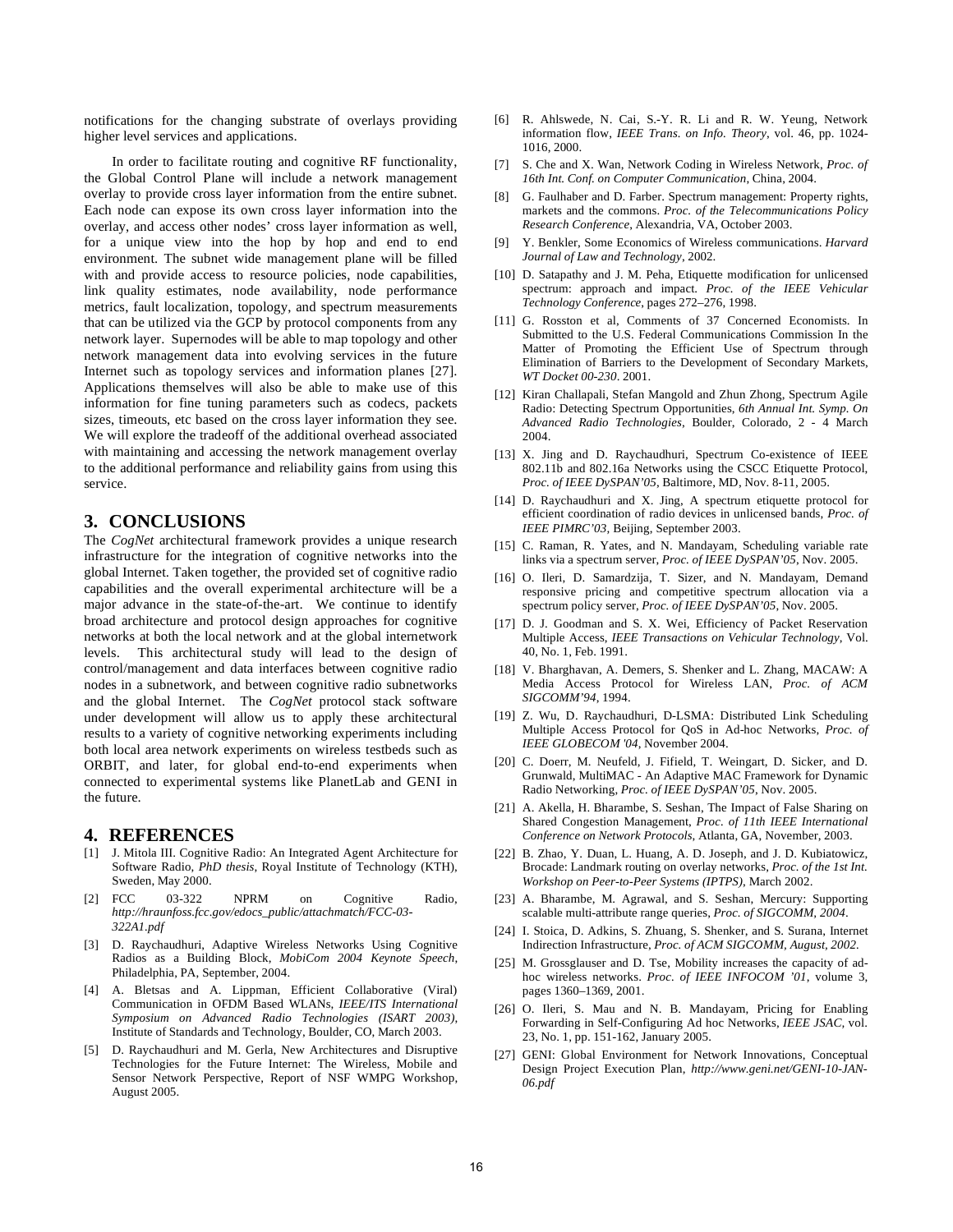notifications for the changing substrate of overlays providing higher level services and applications.

In order to facilitate routing and cognitive RF functionality, the Global Control Plane will include a network management overlay to provide cross layer information from the entire subnet. Each node can expose its own cross layer information into the overlay, and access other nodes' cross layer information as well, for a unique view into the hop by hop and end to end environment. The subnet wide management plane will be filled with and provide access to resource policies, node capabilities, link quality estimates, node availability, node performance metrics, fault localization, topology, and spectrum measurements that can be utilized via the GCP by protocol components from any network layer. Supernodes will be able to map topology and other network management data into evolving services in the future Internet such as topology services and information planes [27]. Applications themselves will also be able to make use of this information for fine tuning parameters such as codecs, packets sizes, timeouts, etc based on the cross layer information they see. We will explore the tradeoff of the additional overhead associated with maintaining and accessing the network management overlay to the additional performance and reliability gains from using this service.

## 3. CONCLUSIONS

The *CogNet* architectural framework provides a unique research infrastructure for the integration of cognitive networks into the global Internet. Taken together, the provided set of cognitive radio capabilities and the overall experimental architecture will be a major advance in the state-of-the-art. We continue to identify broad architecture and protocol design approaches for cognitive networks at both the local network and at the global internetwork levels. This architectural study will lead to the design of control/management and data interfaces between cognitive radio nodes in a subnetwork, and between cognitive radio subnetworks and the global Internet. The *CogNet* protocol stack software under development will allow us to apply these architectural results to a variety of cognitive networking experiments including both local area network experiments on wireless testbeds such as ORBIT, and later, for global end-to-end experiments when connected to experimental systems like PlanetLab and GENI in the future.

## 4. REFERENCES

[1] J. Mitola III. Cognitive Radio: An Integrated Agent Architecture for Software Radio, *PhD thesis*, Royal Institute of Technology (KTH), Sweden, May 2000.

[2] FCC 03-322 NPRM on Cognitive Radio, *http://hraunfoss.fcc.gov/edocs_public/attachmatch/FCC-03-322A1.pdf*

[3] D. Raychaudhuri, Adaptive Wireless Networks Using Cognitive Radios as a Building Block, *MobiCom 2004 Keynote Speech*, Philadelphia, PA, September, 2004.

[4] A. Bletsas and A. Lippman, Efficient Collaborative (Viral) Communication in OFDM Based WLANs, *IEEE/ITS International Symposium on Advanced Radio Technologies (ISART 2003)*, Institute of Standards and Technology, Boulder, CO, March 2003.

[5] D. Raychaudhuri and M. Gerla, New Architectures and Disruptive Technologies for the Future Internet: The Wireless, Mobile and Sensor Network Perspective, Report of NSF WMPG Workshop, August 2005.

[6] R. Ahlswede, N. Cai, S.-Y. R. Li and R. W. Yeung, Network information flow, *IEEE Trans. on Info. Theory*, vol. 46, pp. 1024-1016, 2000.

[7] S. Che and X. Wan, Network Coding in Wireless Network, *Proc. of 16th Int. Conf. on Computer Communication*, China, 2004.

[8] G. Faulhaber and D. Farber. Spectrum management: Property rights, markets and the commons. *Proc. of the Telecommunications Policy Research Conference*, Alexandria, VA, October 2003.

[9] Y. Benkler, Some Economics of Wireless communications. *Harvard Journal of Law and Technology*, 2002.

[10] D. Satapathy and J. M. Peha, Etiquette modification for unlicensed spectrum: approach and impact. *Proc. of the IEEE Vehicular Technology Conference*, pages 272–276, 1998.

[11] G. Rosston et al, Comments of 37 Concerned Economists. In Submitted to the U.S. Federal Communications Commission In the Matter of Promoting the Efficient Use of Spectrum through Elimination of Barriers to the Development of Secondary Markets, *WT Docket 00-230*. 2001.

[12] Kiran Challapali, Stefan Mangold and Zhun Zhong, Spectrum Agile Radio: Detecting Spectrum Opportunities, *6th Annual Int. Symp. On Advanced Radio Technologies*, Boulder, Colorado, 2 - 4 March 2004.

[13] X. Jing and D. Raychaudhuri, Spectrum Co-existence of IEEE 802.11b and 802.16a Networks using the CSCC Etiquette Protocol, *Proc. of IEEE DySPAN'05*, Baltimore, MD, Nov. 8-11, 2005.

[14] D. Raychaudhuri and X. Jing, A spectrum etiquette protocol for efficient coordination of radio devices in unlicensed bands, *Proc. of IEEE PIMRC'03*, Beijing, September 2003.

[15] C. Raman, R. Yates, and N. Mandayam, Scheduling variable rate links via a spectrum server, *Proc. of IEEE DySPAN'05*, Nov. 2005.

[16] O. Ileri, D. Samardzija, T. Sizer, and N. Mandayam, Demand responsive pricing and competitive spectrum allocation via a spectrum policy server, *Proc. of IEEE DySPAN'05*, Nov. 2005.

[17] D. J. Goodman and S. X. Wei, Efficiency of Packet Reservation Multiple Access, *IEEE Transactions on Vehicular Technology*, Vol. 40, No. 1, Feb. 1991.

[18] V. Bharghavan, A. Demers, S. Shenker and L. Zhang, MACAW: A Media Access Protocol for Wireless LAN, *Proc. of ACM SIGCOMM'94*, 1994.

[19] Z. Wu, D. Raychaudhuri, D-LSMA: Distributed Link Scheduling Multiple Access Protocol for QoS in Ad-hoc Networks, *Proc. of IEEE GLOBECOM '04*, November 2004.

[20] C. Doerr, M. Neufeld, J. Fifield, T. Weingart, D. Sicker, and D. Grunwald, MultiMAC - An Adaptive MAC Framework for Dynamic Radio Networking, *Proc. of IEEE DySPAN'05*, Nov. 2005.

[21] A. Akella, H. Bharambe, S. Seshan, The Impact of False Sharing on Shared Congestion Management, *Proc. of 11th IEEE International Conference on Network Protocols*, Atlanta, GA, November, 2003.

[22] B. Zhao, Y. Duan, L. Huang, A. D. Joseph, and J. D. Kubiatowicz, Brocade: Landmark routing on overlay networks, *Proc. of the 1st Int. Workshop on Peer-to-Peer Systems (IPTPS)*, March 2002.

[23] A. Bharambe, M. Agrawal, and S. Seshan, Mercury: Supporting scalable multi-attribute range queries, *Proc. of SIGCOMM, 2004*.

[24] I. Stoica, D. Adkins, S. Zhuang, S. Shenker, and S. Surana, Internet Indirection Infrastructure, *Proc. of ACM SIGCOMM, August, 2002*.

[25] M. Grossglauser and D. Tse, Mobility increases the capacity of ad-hoc wireless networks. *Proc. of IEEE INFOCOM '01*, volume 3, pages 1360–1369, 2001.

[26] O. Ileri, S. Mau and N. B. Mandayam, Pricing for Enabling Forwarding in Self-Configuring Ad hoc Networks, *IEEE JSAC*, vol. 23, No. 1, pp. 151-162, January 2005.

[27] GENI: Global Environment for Network Innovations, Conceptual Design Project Execution Plan, *http://www.geni.net/GENI-10-JAN-06.pdf*